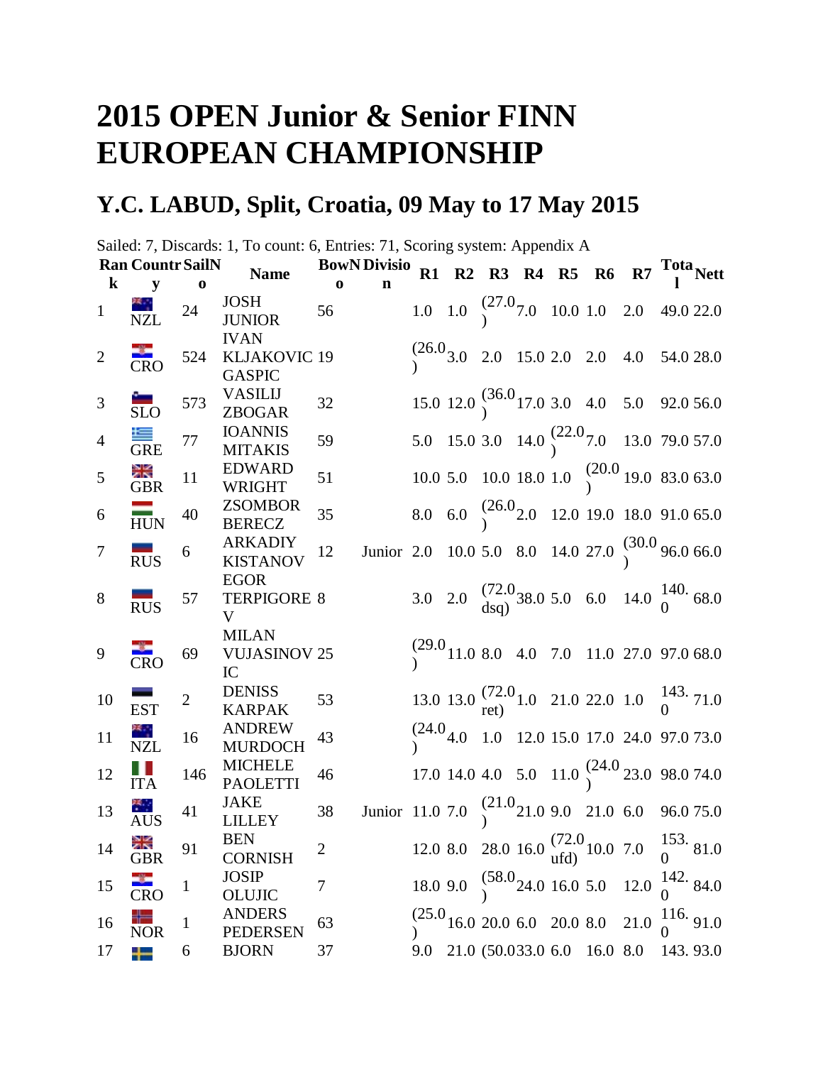# 2015 OPEN Junior & Senior FINN EUROPEAN CHAMPIONSHIP

## Y.C. LABUD, Split, Croatia, 09 May to 17 May 2015

Sailed: 7, Discards: 1, To count: 6, Entries: 71, Scoring system: Appendix A

| Rank | Country | SailNo | Name | BowNo | Division | R1 | R2 | R3 | R4 | R5 | R6 | R7 | Total | Nett |
|---|---|---|---|---|---|---|---|---|---|---|---|---|---|---|
| 1 | NZL | 24 | JOSH JUNIOR | 56 | | 1.0 | 1.0 | (27.0) | 7.0 | 10.0 | 1.0 | 2.0 | 49.0 | 22.0 |
| 2 | CRO | 524 | IVAN KLJAKOVIC GASPIC | 19 | | (26.0) | 3.0 | 2.0 | 15.0 | 2.0 | 2.0 | 4.0 | 54.0 | 28.0 |
| 3 | SLO | 573 | VASILIJ ZBOGAR | 32 | | 15.0 | 12.0 | (36.0) | 17.0 | 3.0 | 4.0 | 5.0 | 92.0 | 56.0 |
| 4 | GRE | 77 | IOANNIS MITAKIS | 59 | | 5.0 | 15.0 | 3.0 | 14.0 | (22.0) | 7.0 | 13.0 | 79.0 | 57.0 |
| 5 | GBR | 11 | EDWARD WRIGHT | 51 | | 10.0 | 5.0 | 10.0 | 18.0 | 1.0 | (20.0) | 19.0 | 83.0 | 63.0 |
| 6 | HUN | 40 | ZSOMBOR BERECZ | 35 | | 8.0 | 6.0 | (26.0) | 2.0 | 12.0 | 19.0 | 18.0 | 91.0 | 65.0 |
| 7 | RUS | 6 | ARKADIY KISTANOV | 12 | Junior | 2.0 | 10.0 | 5.0 | 8.0 | 14.0 | 27.0 | (30.0) | 96.0 | 66.0 |
| 8 | RUS | 57 | EGOR TERPIGOREV | 8 | | 3.0 | 2.0 | (72.0 dsq) | 38.0 | 5.0 | 6.0 | 14.0 | 140.0 | 68.0 |
| 9 | CRO | 69 | MILAN VUJASINOVIC | 25 | | (29.0) | 11.0 | 8.0 | 4.0 | 7.0 | 11.0 | 27.0 | 97.0 | 68.0 |
| 10 | EST | 2 | DENISS KARPAK | 53 | | 13.0 | 13.0 | (72.0 ret) | 1.0 | 21.0 | 22.0 | 1.0 | 143.0 | 71.0 |
| 11 | NZL | 16 | ANDREW MURDOCH | 43 | | (24.0) | 4.0 | 1.0 | 12.0 | 15.0 | 17.0 | 24.0 | 97.0 | 73.0 |
| 12 | ITA | 146 | MICHELE PAOLETTI | 46 | | 17.0 | 14.0 | 4.0 | 5.0 | 11.0 | (24.0) | 23.0 | 98.0 | 74.0 |
| 13 | AUS | 41 | JAKE LILLEY | 38 | Junior | 11.0 | 7.0 | (21.0) | 21.0 | 9.0 | 21.0 | 6.0 | 96.0 | 75.0 |
| 14 | GBR | 91 | BEN CORNISH | 2 | | 12.0 | 8.0 | 28.0 | 16.0 | (72.0 ufd) | 10.0 | 7.0 | 153.0 | 81.0 |
| 15 | CRO | 1 | JOSIP OLUJIC | 7 | | 18.0 | 9.0 | (58.0) | 24.0 | 16.0 | 5.0 | 12.0 | 142.0 | 84.0 |
| 16 | NOR | 1 | ANDERS PEDERSEN | 63 | | (25.0) | 16.0 | 20.0 | 6.0 | 20.0 | 8.0 | 21.0 | 116.0 | 91.0 |
| 17 | | 6 | BJORN | 37 | | 9.0 | 21.0 | (50.0 | 33.0 | 6.0 | 16.0 | 8.0 | 143. | 93.0 |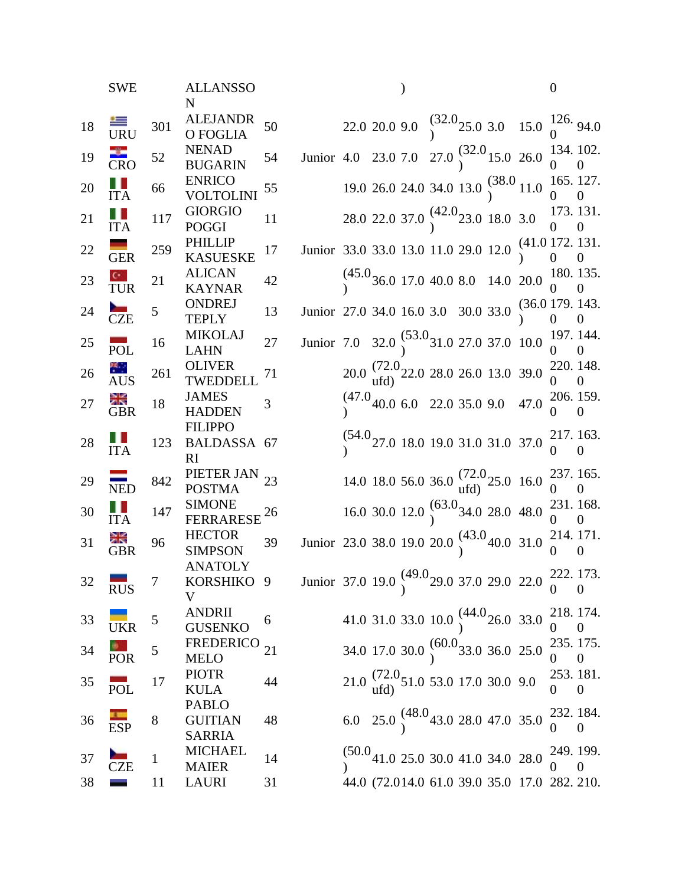| | SWE | | ALLANSSON | | | | | ) | | | | | | 0 |
|---|---|---|---|---|---|---|---|---|---|---|---|---|---|---|
| 18 | URU | 301 | ALEJANDRO FOGLIA | 50 | | 22.0 | 20.0 | 9.0 | (32.0) | 25.0 | 3.0 | 15.0 | 126.0 | 94.0 |
| 19 | CRO | 52 | NENAD BUGARIN | 54 | Junior | 4.0 | 23.0 | 7.0 | 27.0 | (32.0) | 15.0 | 26.0 | 134.0 | 102.0 |
| 20 | ITA | 66 | ENRICO VOLTOLINI | 55 | | 19.0 | 26.0 | 24.0 | 34.0 | 13.0 | (38.0) | 11.0 | 165.0 | 127.0 |
| 21 | ITA | 117 | GIORGIO POGGI | 11 | | 28.0 | 22.0 | 37.0 | (42.0) | 23.0 | 18.0 | 3.0 | 173.0 | 131.0 |
| 22 | GER | 259 | PHILLIP KASUESKE | 17 | Junior | 33.0 | 33.0 | 13.0 | 11.0 | 29.0 | 12.0 | (41.0) | 172.0 | 131.0 |
| 23 | TUR | 21 | ALICAN KAYNAR | 42 | | (45.0) | 36.0 | 17.0 | 40.0 | 8.0 | 14.0 | 20.0 | 180.0 | 135.0 |
| 24 | CZE | 5 | ONDREJ TEPLY | 13 | Junior | 27.0 | 34.0 | 16.0 | 3.0 | 30.0 | 33.0 | (36.0) | 179.0 | 143.0 |
| 25 | POL | 16 | MIKOLAJ LAHN | 27 | Junior | 7.0 | 32.0 | (53.0) | 31.0 | 27.0 | 37.0 | 10.0 | 197.0 | 144.0 |
| 26 | AUS | 261 | OLIVER TWEDDELL | 71 | | 20.0 | (72.0 ufd) | 22.0 | 28.0 | 26.0 | 13.0 | 39.0 | 220.0 | 148.0 |
| 27 | GBR | 18 | JAMES HADDEN | 3 | | (47.0) | 40.0 | 6.0 | 22.0 | 35.0 | 9.0 | 47.0 | 206.0 | 159.0 |
| 28 | ITA | 123 | FILIPPO BALDASSARI | 67 | | (54.0) | 27.0 | 18.0 | 19.0 | 31.0 | 31.0 | 37.0 | 217.0 | 163.0 |
| 29 | NED | 842 | PIETER JAN POSTMA | 23 | | 14.0 | 18.0 | 56.0 | 36.0 | (72.0 ufd) | 25.0 | 16.0 | 237.0 | 165.0 |
| 30 | ITA | 147 | SIMONE FERRARESE | 26 | | 16.0 | 30.0 | 12.0 | (63.0) | 34.0 | 28.0 | 48.0 | 231.0 | 168.0 |
| 31 | GBR | 96 | HECTOR SIMPSON | 39 | Junior | 23.0 | 38.0 | 19.0 | 20.0 | (43.0) | 40.0 | 31.0 | 214.0 | 171.0 |
| 32 | RUS | 7 | ANATOLY KORSHIKOV | 9 | Junior | 37.0 | 19.0 | (49.0) | 29.0 | 37.0 | 29.0 | 22.0 | 222.0 | 173.0 |
| 33 | UKR | 5 | ANDRII GUSENKO | 6 | | 41.0 | 31.0 | 33.0 | 10.0 | (44.0) | 26.0 | 33.0 | 218.0 | 174.0 |
| 34 | POR | 5 | FREDERICO MELO | 21 | | 34.0 | 17.0 | 30.0 | (60.0) | 33.0 | 36.0 | 25.0 | 235.0 | 175.0 |
| 35 | POL | 17 | PIOTR KULA | 44 | | 21.0 | (72.0 ufd) | 51.0 | 53.0 | 17.0 | 30.0 | 9.0 | 253.0 | 181.0 |
| 36 | ESP | 8 | PABLO GUITIAN SARRIA | 48 | | 6.0 | 25.0 | (48.0) | 43.0 | 28.0 | 47.0 | 35.0 | 232.0 | 184.0 |
| 37 | CZE | 1 | MICHAEL MAIER | 14 | | (50.0) | 41.0 | 25.0 | 30.0 | 41.0 | 34.0 | 28.0 | 249.0 | 199.0 |
| 38 | | 11 | LAURI | 31 | | 44.0 | (72.0 | 14.0 | 61.0 | 39.0 | 35.0 | 17.0 | 282. | 210. |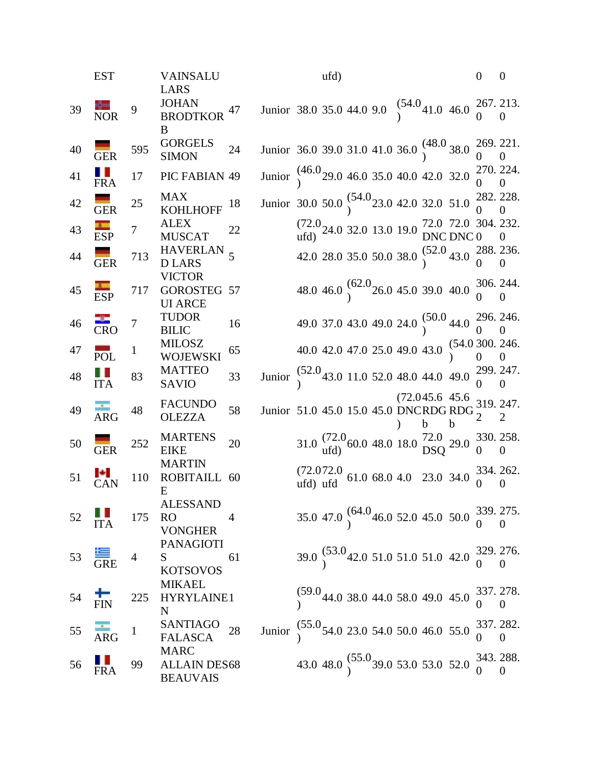| | EST | | VAINSALU LARS | | | | ufd) | | | | | | | 0 | 0 |
|---|---|---|---|---|---|---|---|---|---|---|---|---|---|---|---|
| 39 | NOR | 9 | JOHAN BRODTKORB | 47 | Junior | 38.0 | 35.0 | 44.0 | 9.0 | (54.0) | 41.0 | 46.0 | 267.0 | 213.0 |
| 40 | GER | 595 | GORGELS SIMON | 24 | Junior | 36.0 | 39.0 | 31.0 | 41.0 | 36.0 | (48.0) | 38.0 | 269.0 | 221.0 |
| 41 | FRA | 17 | PIC FABIAN | 49 | Junior | (46.0) | 29.0 | 46.0 | 35.0 | 40.0 | 42.0 | 32.0 | 270.0 | 224.0 |
| 42 | GER | 25 | MAX KOHLHOFF | 18 | Junior | 30.0 | 50.0 | (54.0) | 23.0 | 42.0 | 32.0 | 51.0 | 282.0 | 228.0 |
| 43 | ESP | 7 | ALEX MUSCAT | 22 | | (72.0 ufd) | 24.0 | 32.0 | 13.0 | 19.0 | 72.0 DNC | 72.0 DNC | 304.0 | 232.0 |
| 44 | GER | 713 | HAVERLAND LARS | 5 | | 42.0 | 28.0 | 35.0 | 50.0 | 38.0 | (52.0) | 43.0 | 288.0 | 236.0 |
| 45 | ESP | 717 | VICTOR GOROSTEGUI ARCE | 57 | | 48.0 | 46.0 | (62.0) | 26.0 | 45.0 | 39.0 | 40.0 | 306.0 | 244.0 |
| 46 | CRO | 7 | TUDOR BILIC | 16 | | 49.0 | 37.0 | 43.0 | 49.0 | 24.0 | (50.0) | 44.0 | 296.0 | 246.0 |
| 47 | POL | 1 | MILOSZ WOJEWSKI | 65 | | 40.0 | 42.0 | 47.0 | 25.0 | 49.0 | 43.0 | (54.0) | 300.0 | 246.0 |
| 48 | ITA | 83 | MATTEO SAVIO | 33 | Junior | (52.0) | 43.0 | 11.0 | 52.0 | 48.0 | 44.0 | 49.0 | 299.0 | 247.0 |
| 49 | ARG | 48 | FACUNDO OLEZZA | 58 | Junior | 51.0 | 45.0 | 15.0 | 45.0 | (72.0 DNC) | 45.6 RDGb | 45.6 RDGb | 319.2 | 247.2 |
| 50 | GER | 252 | MARTENS EIKE | 20 | | 31.0 | (72.0 ufd) | 60.0 | 48.0 | 18.0 | 72.0 DSQ | 29.0 | 330.0 | 258.0 |
| 51 | CAN | 110 | MARTIN ROBITAILLE | 60 | | (72.0 ufd) | 72.0 ufd | 61.0 | 68.0 | 4.0 | 23.0 | 34.0 | 334.0 | 262.0 |
| 52 | ITA | 175 | ALESSANDRO VONGHER | 4 | | 35.0 | 47.0 | (64.0) | 46.0 | 52.0 | 45.0 | 50.0 | 339.0 | 275.0 |
| 53 | GRE | 4 | PANAGIOTIS KOTSOVOS | 61 | | 39.0 | (53.0) | 42.0 | 51.0 | 51.0 | 51.0 | 42.0 | 329.0 | 276.0 |
| 54 | FIN | 225 | MIKAEL HYRYLAINEN | 1 | | (59.0) | 44.0 | 38.0 | 44.0 | 58.0 | 49.0 | 45.0 | 337.0 | 278.0 |
| 55 | ARG | 1 | SANTIAGO FALASCA | 28 | Junior | (55.0) | 54.0 | 23.0 | 54.0 | 50.0 | 46.0 | 55.0 | 337.0 | 282.0 |
| 56 | FRA | 99 | MARC ALLAIN DES BEAUVAIS | 68 | | 43.0 | 48.0 | (55.0) | 39.0 | 53.0 | 53.0 | 52.0 | 343.0 | 288.0 |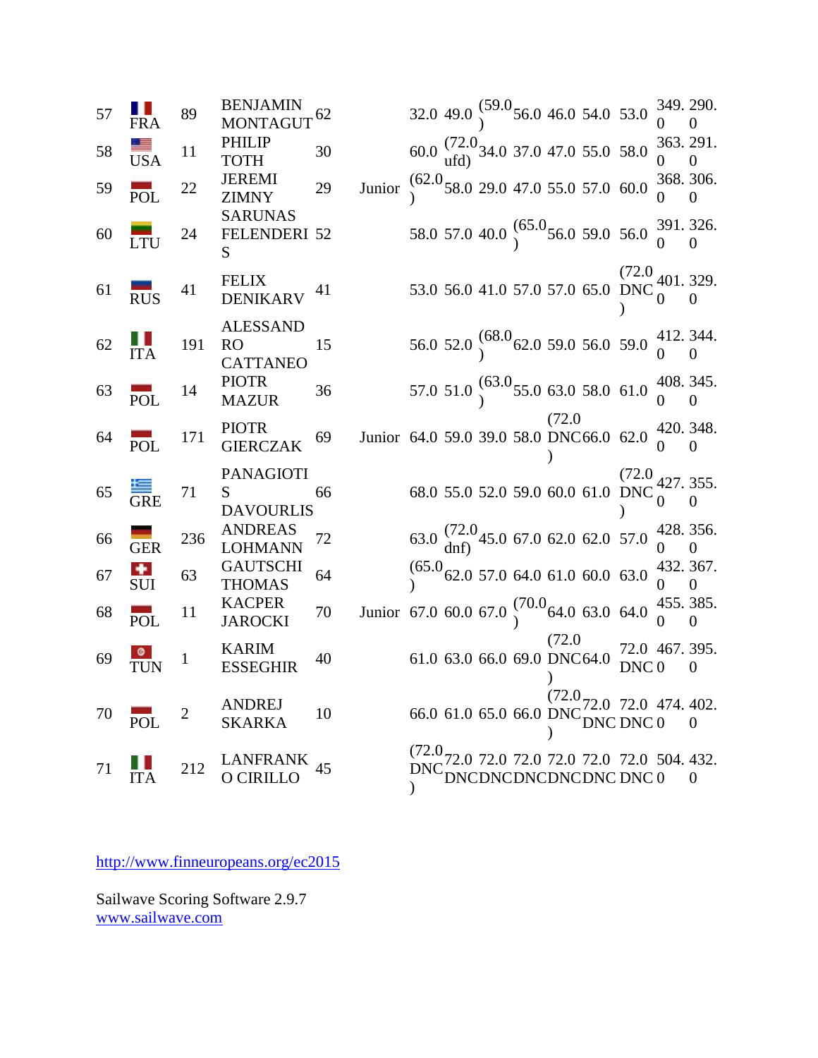| | | | | | | | | | | | | | | | |
|---|---|---|---|---|---|---|---|---|---|---|---|---|---|---|---|
| 57 | FRA | 89 | BENJAMIN MONTAGUT | 62 | | 32.0 | 49.0 | (59.0) | 56.0 | 46.0 | 54.0 | 53.0 | 349.0 | 290.0 |
| 58 | USA | 11 | PHILIP TOTH | 30 | | 60.0 | (72.0 ufd) | 34.0 | 37.0 | 47.0 | 55.0 | 58.0 | 363.0 | 291.0 |
| 59 | POL | 22 | JEREMI ZIMNY | 29 | Junior | (62.0) | 58.0 | 29.0 | 47.0 | 55.0 | 57.0 | 60.0 | 368.0 | 306.0 |
| 60 | LTU | 24 | SARUNAS FELENDERIS | 52 | | 58.0 | 57.0 | 40.0 | (65.0) | 56.0 | 59.0 | 56.0 | 391.0 | 326.0 |
| 61 | RUS | 41 | FELIX DENIKARV | 41 | | 53.0 | 56.0 | 41.0 | 57.0 | 57.0 | 65.0 | (72.0 DNC) | 401.0 | 329.0 |
| 62 | ITA | 191 | ALESSANDRO CATTANEO | 15 | | 56.0 | 52.0 | (68.0) | 62.0 | 59.0 | 56.0 | 59.0 | 412.0 | 344.0 |
| 63 | POL | 14 | PIOTR MAZUR | 36 | | 57.0 | 51.0 | (63.0) | 55.0 | 63.0 | 58.0 | 61.0 | 408.0 | 345.0 |
| 64 | POL | 171 | PIOTR GIERCZAK | 69 | Junior | 64.0 | 59.0 | 39.0 | 58.0 | (72.0 DNC) | 66.0 | 62.0 | 420.0 | 348.0 |
| 65 | GRE | 71 | PANAGIOTIS DAVOURLIS | 66 | | 68.0 | 55.0 | 52.0 | 59.0 | 60.0 | 61.0 | (72.0 DNC) | 427.0 | 355.0 |
| 66 | GER | 236 | ANDREAS LOHMANN | 72 | | 63.0 | (72.0 dnf) | 45.0 | 67.0 | 62.0 | 62.0 | 57.0 | 428.0 | 356.0 |
| 67 | SUI | 63 | GAUTSCHI THOMAS | 64 | | (65.0) | 62.0 | 57.0 | 64.0 | 61.0 | 60.0 | 63.0 | 432.0 | 367.0 |
| 68 | POL | 11 | KACPER JAROCKI | 70 | Junior | 67.0 | 60.0 | 67.0 | (70.0) | 64.0 | 63.0 | 64.0 | 455.0 | 385.0 |
| 69 | TUN | 1 | KARIM ESSEGHIR | 40 | | 61.0 | 63.0 | 66.0 | 69.0 | (72.0 DNC) | 64.0 | 72.0 DNC | 467.0 | 395.0 |
| 70 | POL | 2 | ANDREJ SKARKA | 10 | | 66.0 | 61.0 | 65.0 | 66.0 | (72.0 DNC) | 72.0 DNC | 72.0 DNC | 474.0 | 402.0 |
| 71 | ITA | 212 | LANFRANKO CIRILLO | 45 | | (72.0 DNC) | 72.0 DNC | 72.0 DNC | 72.0 DNC | 72.0 DNC | 72.0 DNC | 72.0 DNC | 504.0 | 432.0 |

http://www.finneuropeans.org/ec2015

Sailwave Scoring Software 2.9.7
www.sailwave.com